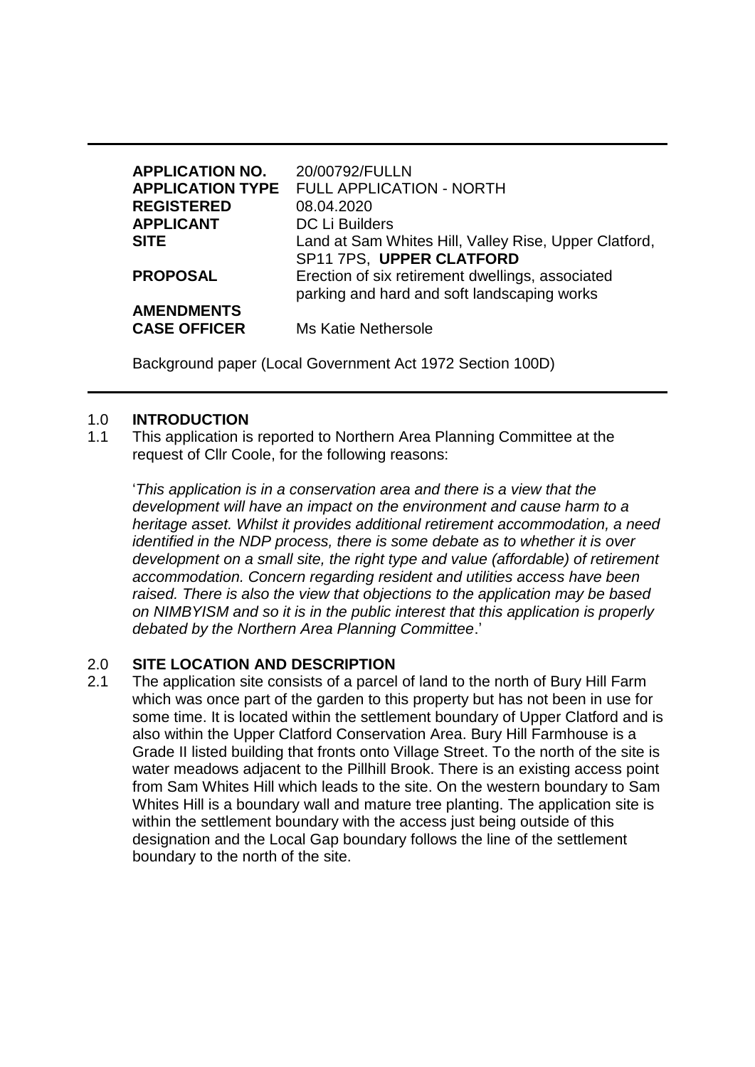| | |
|---|---|
| **APPLICATION NO.** | 20/00792/FULLN |
| **APPLICATION TYPE** | FULL APPLICATION - NORTH |
| **REGISTERED** | 08.04.2020 |
| **APPLICANT** | DC Li Builders |
| **SITE** | Land at Sam Whites Hill, Valley Rise, Upper Clatford, SP11 7PS, **UPPER CLATFORD** |
| **PROPOSAL** | Erection of six retirement dwellings, associated parking and hard and soft landscaping works |
| **AMENDMENTS** | |
| **CASE OFFICER** | Ms Katie Nethersole |

Background paper (Local Government Act 1972 Section 100D)

## 1.0 INTRODUCTION

1.1 This application is reported to Northern Area Planning Committee at the request of Cllr Coole, for the following reasons:

'*This application is in a conservation area and there is a view that the development will have an impact on the environment and cause harm to a heritage asset. Whilst it provides additional retirement accommodation, a need identified in the NDP process, there is some debate as to whether it is over development on a small site, the right type and value (affordable) of retirement accommodation. Concern regarding resident and utilities access have been raised. There is also the view that objections to the application may be based on NIMBYISM and so it is in the public interest that this application is properly debated by the Northern Area Planning Committee*.'

## 2.0 SITE LOCATION AND DESCRIPTION

2.1 The application site consists of a parcel of land to the north of Bury Hill Farm which was once part of the garden to this property but has not been in use for some time. It is located within the settlement boundary of Upper Clatford and is also within the Upper Clatford Conservation Area. Bury Hill Farmhouse is a Grade II listed building that fronts onto Village Street. To the north of the site is water meadows adjacent to the Pillhill Brook. There is an existing access point from Sam Whites Hill which leads to the site. On the western boundary to Sam Whites Hill is a boundary wall and mature tree planting. The application site is within the settlement boundary with the access just being outside of this designation and the Local Gap boundary follows the line of the settlement boundary to the north of the site.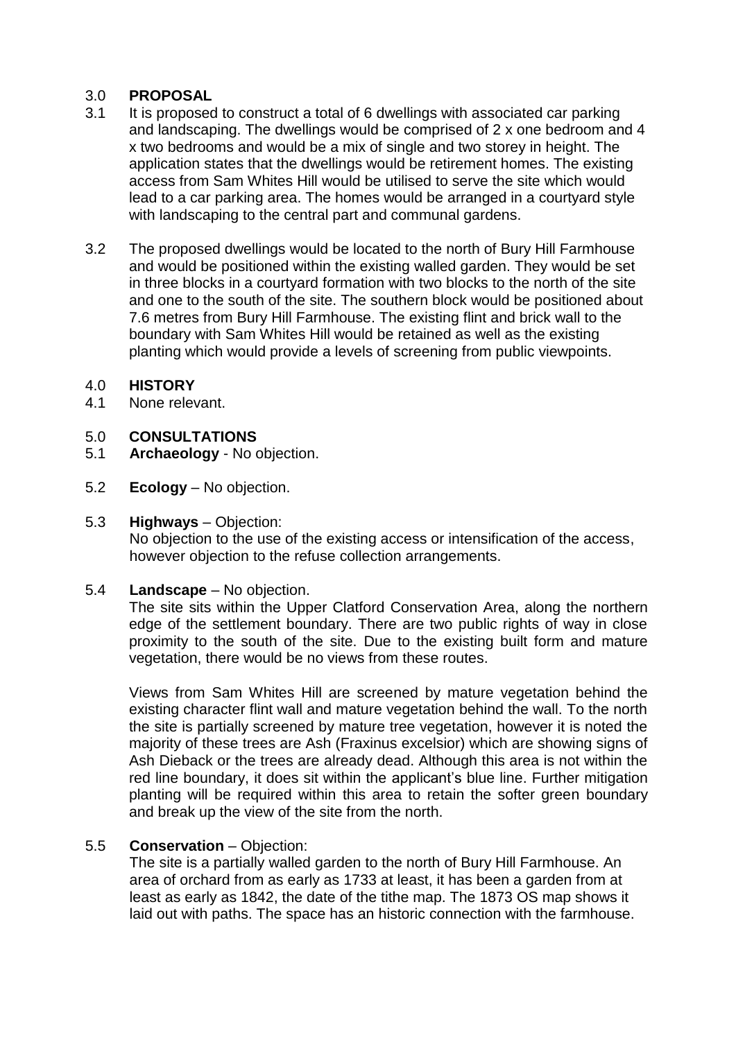## 3.0 PROPOSAL

3.1 It is proposed to construct a total of 6 dwellings with associated car parking and landscaping. The dwellings would be comprised of 2 x one bedroom and 4 x two bedrooms and would be a mix of single and two storey in height. The application states that the dwellings would be retirement homes. The existing access from Sam Whites Hill would be utilised to serve the site which would lead to a car parking area. The homes would be arranged in a courtyard style with landscaping to the central part and communal gardens.

3.2 The proposed dwellings would be located to the north of Bury Hill Farmhouse and would be positioned within the existing walled garden. They would be set in three blocks in a courtyard formation with two blocks to the north of the site and one to the south of the site. The southern block would be positioned about 7.6 metres from Bury Hill Farmhouse. The existing flint and brick wall to the boundary with Sam Whites Hill would be retained as well as the existing planting which would provide a levels of screening from public viewpoints.

## 4.0 HISTORY

4.1 None relevant.

## 5.0 CONSULTATIONS

5.1 **Archaeology** - No objection.

5.2 **Ecology** – No objection.

5.3 **Highways** – Objection:
No objection to the use of the existing access or intensification of the access, however objection to the refuse collection arrangements.

5.4 **Landscape** – No objection.
The site sits within the Upper Clatford Conservation Area, along the northern edge of the settlement boundary. There are two public rights of way in close proximity to the south of the site. Due to the existing built form and mature vegetation, there would be no views from these routes.

Views from Sam Whites Hill are screened by mature vegetation behind the existing character flint wall and mature vegetation behind the wall. To the north the site is partially screened by mature tree vegetation, however it is noted the majority of these trees are Ash (Fraxinus excelsior) which are showing signs of Ash Dieback or the trees are already dead. Although this area is not within the red line boundary, it does sit within the applicant's blue line. Further mitigation planting will be required within this area to retain the softer green boundary and break up the view of the site from the north.

5.5 **Conservation** – Objection:
The site is a partially walled garden to the north of Bury Hill Farmhouse. An area of orchard from as early as 1733 at least, it has been a garden from at least as early as 1842, the date of the tithe map. The 1873 OS map shows it laid out with paths. The space has an historic connection with the farmhouse.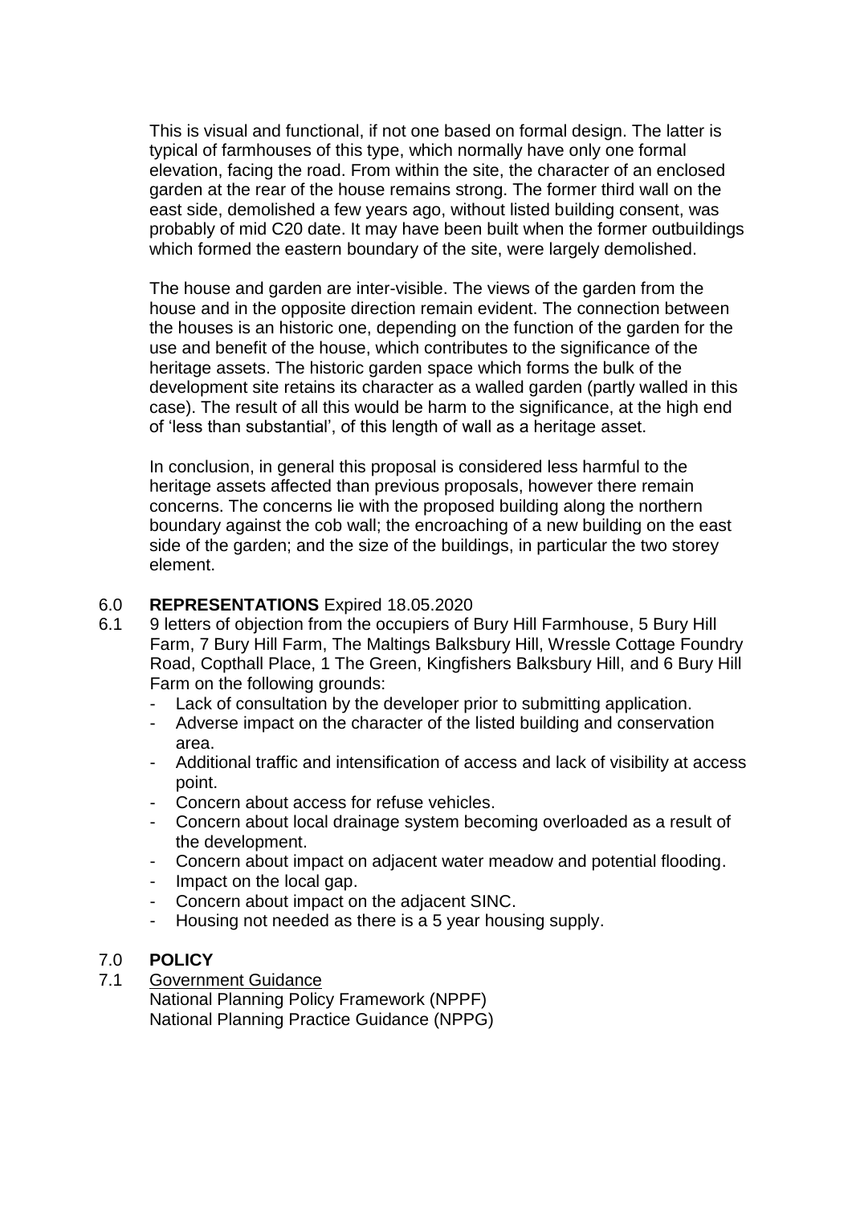This is visual and functional, if not one based on formal design. The latter is typical of farmhouses of this type, which normally have only one formal elevation, facing the road. From within the site, the character of an enclosed garden at the rear of the house remains strong. The former third wall on the east side, demolished a few years ago, without listed building consent, was probably of mid C20 date. It may have been built when the former outbuildings which formed the eastern boundary of the site, were largely demolished.

The house and garden are inter-visible. The views of the garden from the house and in the opposite direction remain evident. The connection between the houses is an historic one, depending on the function of the garden for the use and benefit of the house, which contributes to the significance of the heritage assets. The historic garden space which forms the bulk of the development site retains its character as a walled garden (partly walled in this case). The result of all this would be harm to the significance, at the high end of 'less than substantial', of this length of wall as a heritage asset.

In conclusion, in general this proposal is considered less harmful to the heritage assets affected than previous proposals, however there remain concerns. The concerns lie with the proposed building along the northern boundary against the cob wall; the encroaching of a new building on the east side of the garden; and the size of the buildings, in particular the two storey element.

## 6.0 **REPRESENTATIONS** Expired 18.05.2020

6.1 9 letters of objection from the occupiers of Bury Hill Farmhouse, 5 Bury Hill Farm, 7 Bury Hill Farm, The Maltings Balksbury Hill, Wressle Cottage Foundry Road, Copthall Place, 1 The Green, Kingfishers Balksbury Hill, and 6 Bury Hill Farm on the following grounds:

- Lack of consultation by the developer prior to submitting application.
- Adverse impact on the character of the listed building and conservation area.
- Additional traffic and intensification of access and lack of visibility at access point.
- Concern about access for refuse vehicles.
- Concern about local drainage system becoming overloaded as a result of the development.
- Concern about impact on adjacent water meadow and potential flooding.
- Impact on the local gap.
- Concern about impact on the adjacent SINC.
- Housing not needed as there is a 5 year housing supply.

## 7.0 **POLICY**

7.1 Government Guidance

National Planning Policy Framework (NPPF)
National Planning Practice Guidance (NPPG)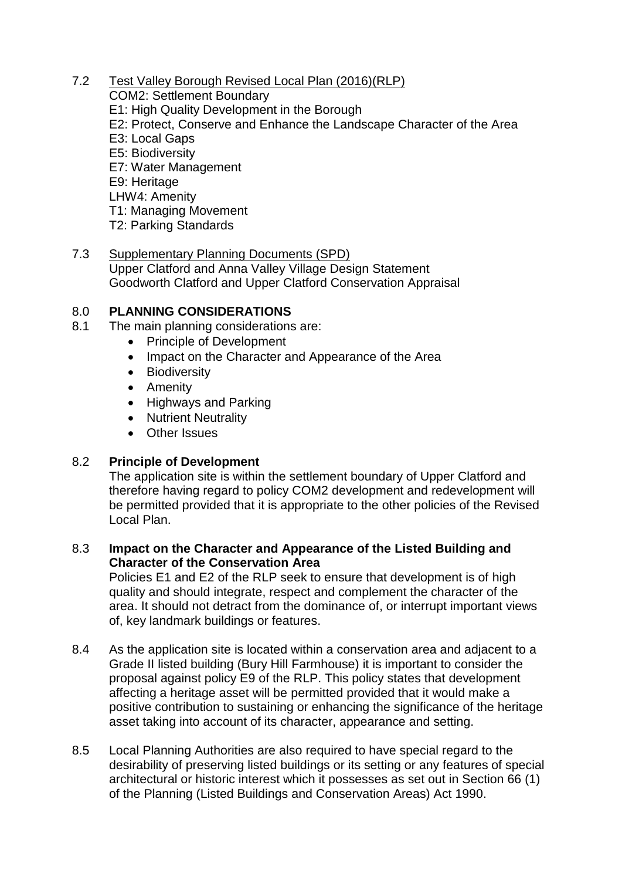7.2 Test Valley Borough Revised Local Plan (2016)(RLP)

COM2: Settlement Boundary
E1: High Quality Development in the Borough
E2: Protect, Conserve and Enhance the Landscape Character of the Area
E3: Local Gaps
E5: Biodiversity
E7: Water Management
E9: Heritage
LHW4: Amenity
T1: Managing Movement
T2: Parking Standards

7.3 Supplementary Planning Documents (SPD)

Upper Clatford and Anna Valley Village Design Statement
Goodworth Clatford and Upper Clatford Conservation Appraisal

## 8.0 PLANNING CONSIDERATIONS

8.1 The main planning considerations are:

- Principle of Development
- Impact on the Character and Appearance of the Area
- Biodiversity
- Amenity
- Highways and Parking
- Nutrient Neutrality
- Other Issues

### 8.2 Principle of Development

The application site is within the settlement boundary of Upper Clatford and therefore having regard to policy COM2 development and redevelopment will be permitted provided that it is appropriate to the other policies of the Revised Local Plan.

### 8.3 Impact on the Character and Appearance of the Listed Building and Character of the Conservation Area

Policies E1 and E2 of the RLP seek to ensure that development is of high quality and should integrate, respect and complement the character of the area. It should not detract from the dominance of, or interrupt important views of, key landmark buildings or features.

8.4 As the application site is located within a conservation area and adjacent to a Grade II listed building (Bury Hill Farmhouse) it is important to consider the proposal against policy E9 of the RLP. This policy states that development affecting a heritage asset will be permitted provided that it would make a positive contribution to sustaining or enhancing the significance of the heritage asset taking into account of its character, appearance and setting.

8.5 Local Planning Authorities are also required to have special regard to the desirability of preserving listed buildings or its setting or any features of special architectural or historic interest which it possesses as set out in Section 66 (1) of the Planning (Listed Buildings and Conservation Areas) Act 1990.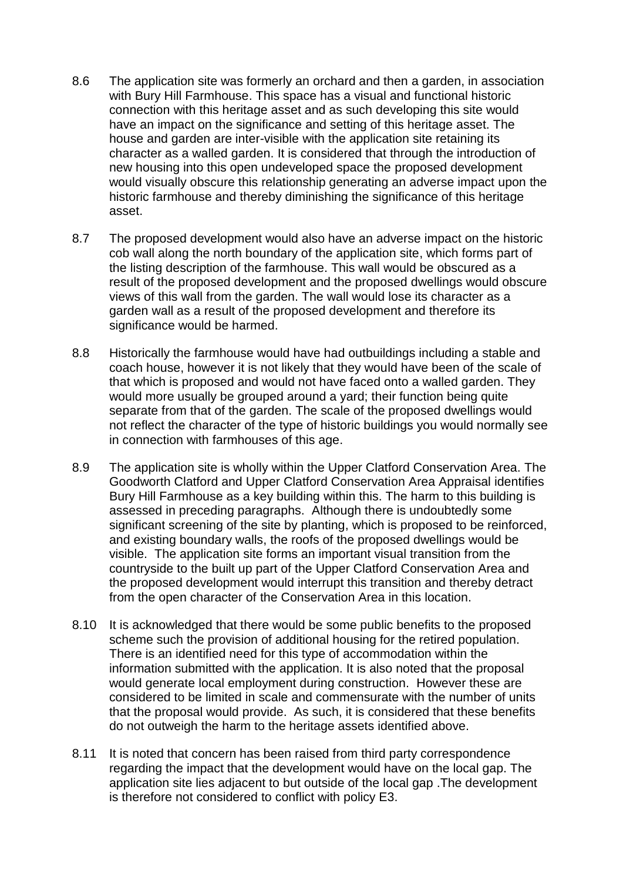8.6 The application site was formerly an orchard and then a garden, in association with Bury Hill Farmhouse. This space has a visual and functional historic connection with this heritage asset and as such developing this site would have an impact on the significance and setting of this heritage asset. The house and garden are inter-visible with the application site retaining its character as a walled garden. It is considered that through the introduction of new housing into this open undeveloped space the proposed development would visually obscure this relationship generating an adverse impact upon the historic farmhouse and thereby diminishing the significance of this heritage asset.

8.7 The proposed development would also have an adverse impact on the historic cob wall along the north boundary of the application site, which forms part of the listing description of the farmhouse. This wall would be obscured as a result of the proposed development and the proposed dwellings would obscure views of this wall from the garden. The wall would lose its character as a garden wall as a result of the proposed development and therefore its significance would be harmed.

8.8 Historically the farmhouse would have had outbuildings including a stable and coach house, however it is not likely that they would have been of the scale of that which is proposed and would not have faced onto a walled garden. They would more usually be grouped around a yard; their function being quite separate from that of the garden. The scale of the proposed dwellings would not reflect the character of the type of historic buildings you would normally see in connection with farmhouses of this age.

8.9 The application site is wholly within the Upper Clatford Conservation Area. The Goodworth Clatford and Upper Clatford Conservation Area Appraisal identifies Bury Hill Farmhouse as a key building within this. The harm to this building is assessed in preceding paragraphs. Although there is undoubtedly some significant screening of the site by planting, which is proposed to be reinforced, and existing boundary walls, the roofs of the proposed dwellings would be visible. The application site forms an important visual transition from the countryside to the built up part of the Upper Clatford Conservation Area and the proposed development would interrupt this transition and thereby detract from the open character of the Conservation Area in this location.

8.10 It is acknowledged that there would be some public benefits to the proposed scheme such the provision of additional housing for the retired population. There is an identified need for this type of accommodation within the information submitted with the application. It is also noted that the proposal would generate local employment during construction. However these are considered to be limited in scale and commensurate with the number of units that the proposal would provide. As such, it is considered that these benefits do not outweigh the harm to the heritage assets identified above.

8.11 It is noted that concern has been raised from third party correspondence regarding the impact that the development would have on the local gap. The application site lies adjacent to but outside of the local gap .The development is therefore not considered to conflict with policy E3.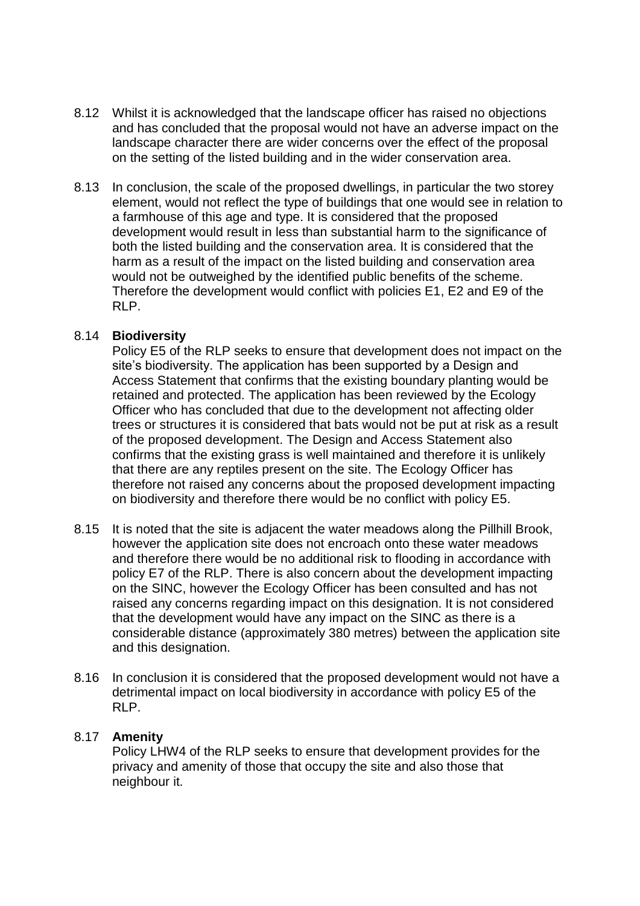8.12 Whilst it is acknowledged that the landscape officer has raised no objections and has concluded that the proposal would not have an adverse impact on the landscape character there are wider concerns over the effect of the proposal on the setting of the listed building and in the wider conservation area.

8.13 In conclusion, the scale of the proposed dwellings, in particular the two storey element, would not reflect the type of buildings that one would see in relation to a farmhouse of this age and type. It is considered that the proposed development would result in less than substantial harm to the significance of both the listed building and the conservation area. It is considered that the harm as a result of the impact on the listed building and conservation area would not be outweighed by the identified public benefits of the scheme. Therefore the development would conflict with policies E1, E2 and E9 of the RLP.

8.14 **Biodiversity**

Policy E5 of the RLP seeks to ensure that development does not impact on the site's biodiversity. The application has been supported by a Design and Access Statement that confirms that the existing boundary planting would be retained and protected. The application has been reviewed by the Ecology Officer who has concluded that due to the development not affecting older trees or structures it is considered that bats would not be put at risk as a result of the proposed development. The Design and Access Statement also confirms that the existing grass is well maintained and therefore it is unlikely that there are any reptiles present on the site. The Ecology Officer has therefore not raised any concerns about the proposed development impacting on biodiversity and therefore there would be no conflict with policy E5.

8.15 It is noted that the site is adjacent the water meadows along the Pillhill Brook, however the application site does not encroach onto these water meadows and therefore there would be no additional risk to flooding in accordance with policy E7 of the RLP. There is also concern about the development impacting on the SINC, however the Ecology Officer has been consulted and has not raised any concerns regarding impact on this designation. It is not considered that the development would have any impact on the SINC as there is a considerable distance (approximately 380 metres) between the application site and this designation.

8.16 In conclusion it is considered that the proposed development would not have a detrimental impact on local biodiversity in accordance with policy E5 of the RLP.

8.17 **Amenity**

Policy LHW4 of the RLP seeks to ensure that development provides for the privacy and amenity of those that occupy the site and also those that neighbour it.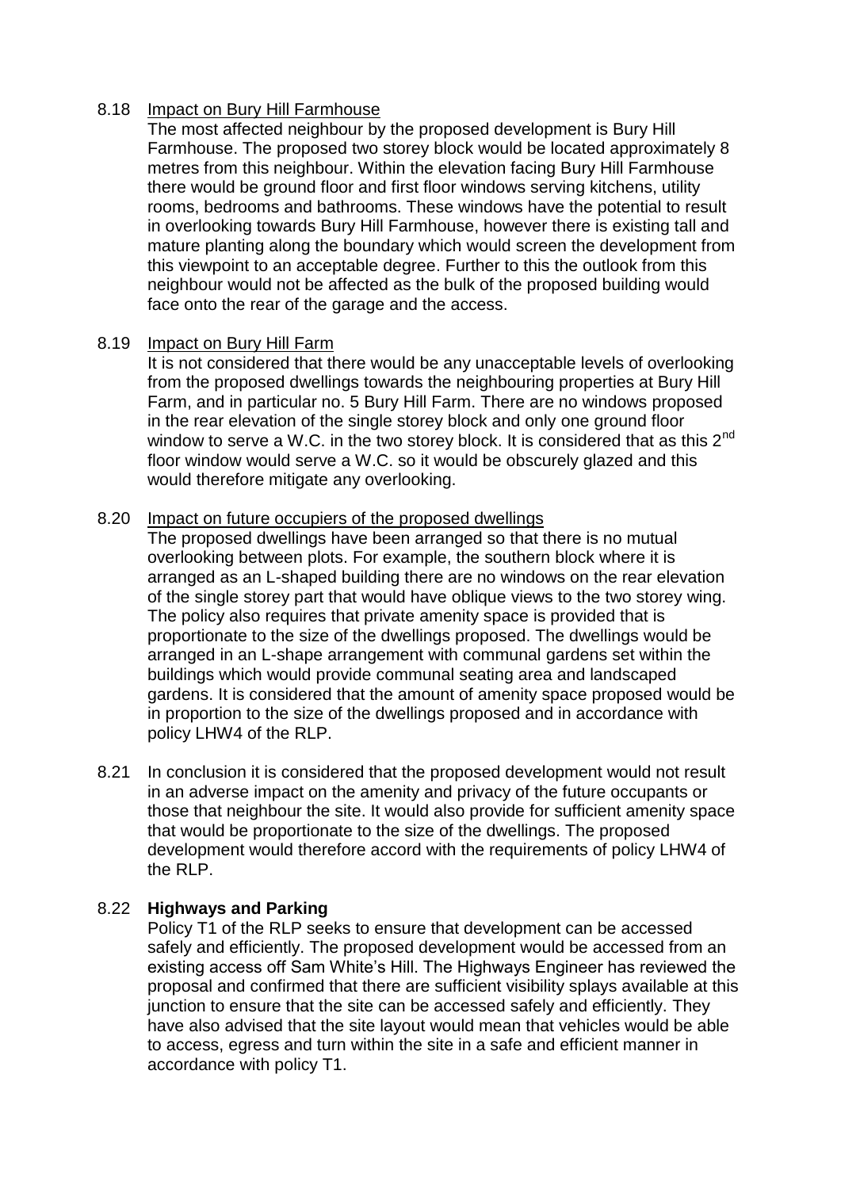8.18 Impact on Bury Hill Farmhouse

The most affected neighbour by the proposed development is Bury Hill Farmhouse. The proposed two storey block would be located approximately 8 metres from this neighbour. Within the elevation facing Bury Hill Farmhouse there would be ground floor and first floor windows serving kitchens, utility rooms, bedrooms and bathrooms. These windows have the potential to result in overlooking towards Bury Hill Farmhouse, however there is existing tall and mature planting along the boundary which would screen the development from this viewpoint to an acceptable degree. Further to this the outlook from this neighbour would not be affected as the bulk of the proposed building would face onto the rear of the garage and the access.

8.19 Impact on Bury Hill Farm

It is not considered that there would be any unacceptable levels of overlooking from the proposed dwellings towards the neighbouring properties at Bury Hill Farm, and in particular no. 5 Bury Hill Farm. There are no windows proposed in the rear elevation of the single storey block and only one ground floor window to serve a W.C. in the two storey block. It is considered that as this 2nd floor window would serve a W.C. so it would be obscurely glazed and this would therefore mitigate any overlooking.

8.20 Impact on future occupiers of the proposed dwellings

The proposed dwellings have been arranged so that there is no mutual overlooking between plots. For example, the southern block where it is arranged as an L-shaped building there are no windows on the rear elevation of the single storey part that would have oblique views to the two storey wing. The policy also requires that private amenity space is provided that is proportionate to the size of the dwellings proposed. The dwellings would be arranged in an L-shape arrangement with communal gardens set within the buildings which would provide communal seating area and landscaped gardens. It is considered that the amount of amenity space proposed would be in proportion to the size of the dwellings proposed and in accordance with policy LHW4 of the RLP.

8.21 In conclusion it is considered that the proposed development would not result in an adverse impact on the amenity and privacy of the future occupants or those that neighbour the site. It would also provide for sufficient amenity space that would be proportionate to the size of the dwellings. The proposed development would therefore accord with the requirements of policy LHW4 of the RLP.

8.22 **Highways and Parking**

Policy T1 of the RLP seeks to ensure that development can be accessed safely and efficiently. The proposed development would be accessed from an existing access off Sam White's Hill. The Highways Engineer has reviewed the proposal and confirmed that there are sufficient visibility splays available at this junction to ensure that the site can be accessed safely and efficiently. They have also advised that the site layout would mean that vehicles would be able to access, egress and turn within the site in a safe and efficient manner in accordance with policy T1.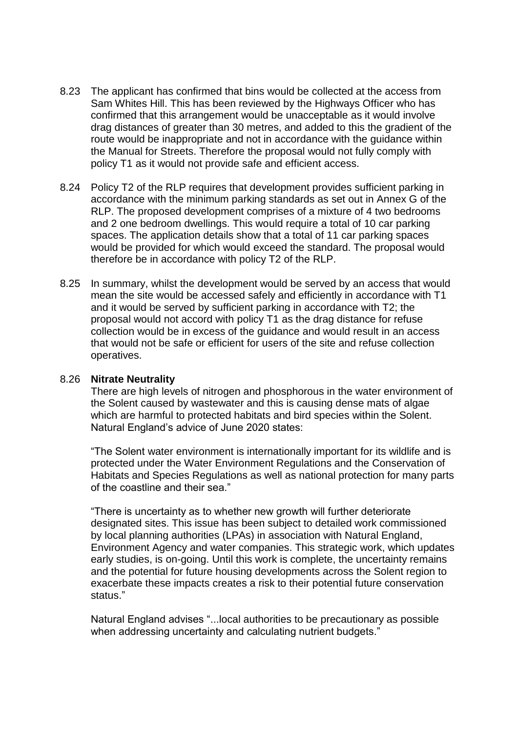8.23 The applicant has confirmed that bins would be collected at the access from Sam Whites Hill. This has been reviewed by the Highways Officer who has confirmed that this arrangement would be unacceptable as it would involve drag distances of greater than 30 metres, and added to this the gradient of the route would be inappropriate and not in accordance with the guidance within the Manual for Streets. Therefore the proposal would not fully comply with policy T1 as it would not provide safe and efficient access.

8.24 Policy T2 of the RLP requires that development provides sufficient parking in accordance with the minimum parking standards as set out in Annex G of the RLP. The proposed development comprises of a mixture of 4 two bedrooms and 2 one bedroom dwellings. This would require a total of 10 car parking spaces. The application details show that a total of 11 car parking spaces would be provided for which would exceed the standard. The proposal would therefore be in accordance with policy T2 of the RLP.

8.25 In summary, whilst the development would be served by an access that would mean the site would be accessed safely and efficiently in accordance with T1 and it would be served by sufficient parking in accordance with T2; the proposal would not accord with policy T1 as the drag distance for refuse collection would be in excess of the guidance and would result in an access that would not be safe or efficient for users of the site and refuse collection operatives.

8.26 **Nitrate Neutrality**

There are high levels of nitrogen and phosphorous in the water environment of the Solent caused by wastewater and this is causing dense mats of algae which are harmful to protected habitats and bird species within the Solent. Natural England's advice of June 2020 states:

"The Solent water environment is internationally important for its wildlife and is protected under the Water Environment Regulations and the Conservation of Habitats and Species Regulations as well as national protection for many parts of the coastline and their sea."

"There is uncertainty as to whether new growth will further deteriorate designated sites. This issue has been subject to detailed work commissioned by local planning authorities (LPAs) in association with Natural England, Environment Agency and water companies. This strategic work, which updates early studies, is on-going. Until this work is complete, the uncertainty remains and the potential for future housing developments across the Solent region to exacerbate these impacts creates a risk to their potential future conservation status."

Natural England advises "...local authorities to be precautionary as possible when addressing uncertainty and calculating nutrient budgets."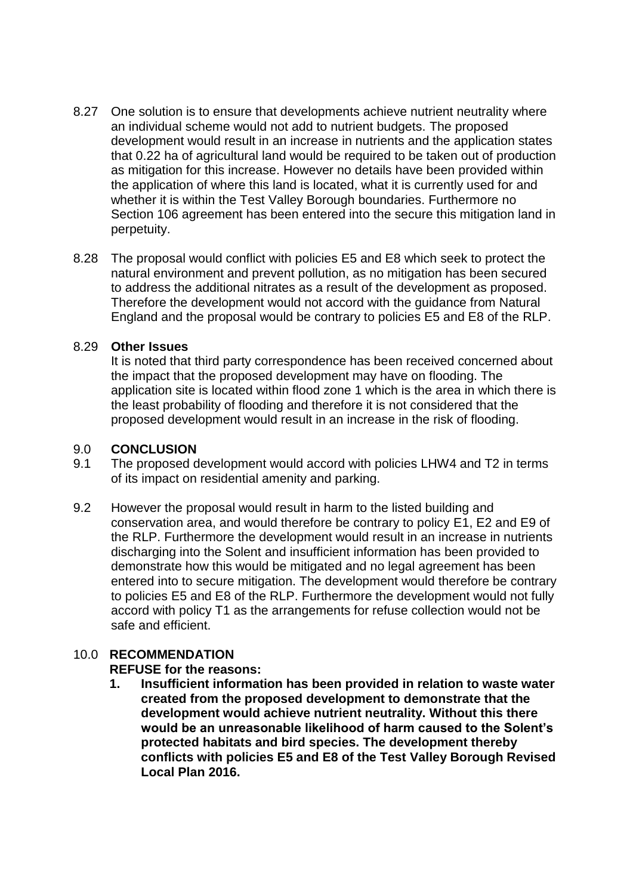8.27 One solution is to ensure that developments achieve nutrient neutrality where an individual scheme would not add to nutrient budgets. The proposed development would result in an increase in nutrients and the application states that 0.22 ha of agricultural land would be required to be taken out of production as mitigation for this increase. However no details have been provided within the application of where this land is located, what it is currently used for and whether it is within the Test Valley Borough boundaries. Furthermore no Section 106 agreement has been entered into the secure this mitigation land in perpetuity.

8.28 The proposal would conflict with policies E5 and E8 which seek to protect the natural environment and prevent pollution, as no mitigation has been secured to address the additional nitrates as a result of the development as proposed. Therefore the development would not accord with the guidance from Natural England and the proposal would be contrary to policies E5 and E8 of the RLP.

8.29 **Other Issues**

It is noted that third party correspondence has been received concerned about the impact that the proposed development may have on flooding. The application site is located within flood zone 1 which is the area in which there is the least probability of flooding and therefore it is not considered that the proposed development would result in an increase in the risk of flooding.

## 9.0 CONCLUSION

9.1 The proposed development would accord with policies LHW4 and T2 in terms of its impact on residential amenity and parking.

9.2 However the proposal would result in harm to the listed building and conservation area, and would therefore be contrary to policy E1, E2 and E9 of the RLP. Furthermore the development would result in an increase in nutrients discharging into the Solent and insufficient information has been provided to demonstrate how this would be mitigated and no legal agreement has been entered into to secure mitigation. The development would therefore be contrary to policies E5 and E8 of the RLP. Furthermore the development would not fully accord with policy T1 as the arrangements for refuse collection would not be safe and efficient.

## 10.0 RECOMMENDATION

**REFUSE for the reasons:**

1. **Insufficient information has been provided in relation to waste water created from the proposed development to demonstrate that the development would achieve nutrient neutrality. Without this there would be an unreasonable likelihood of harm caused to the Solent's protected habitats and bird species. The development thereby conflicts with policies E5 and E8 of the Test Valley Borough Revised Local Plan 2016.**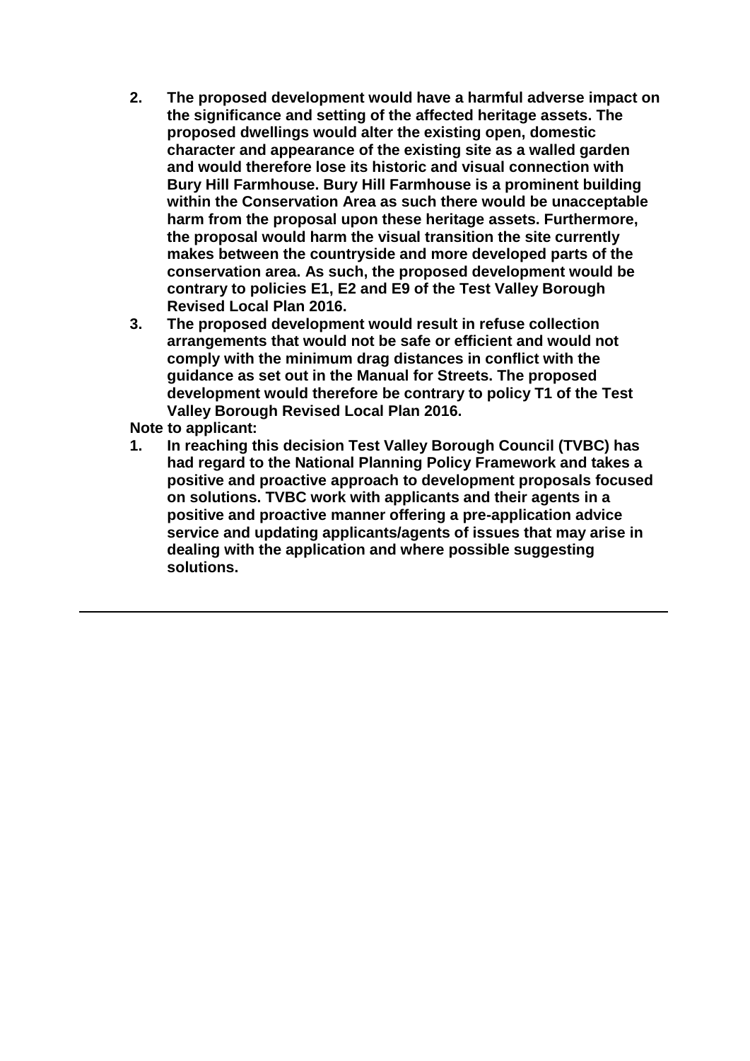2. **The proposed development would have a harmful adverse impact on the significance and setting of the affected heritage assets. The proposed dwellings would alter the existing open, domestic character and appearance of the existing site as a walled garden and would therefore lose its historic and visual connection with Bury Hill Farmhouse. Bury Hill Farmhouse is a prominent building within the Conservation Area as such there would be unacceptable harm from the proposal upon these heritage assets. Furthermore, the proposal would harm the visual transition the site currently makes between the countryside and more developed parts of the conservation area. As such, the proposed development would be contrary to policies E1, E2 and E9 of the Test Valley Borough Revised Local Plan 2016.**
3. **The proposed development would result in refuse collection arrangements that would not be safe or efficient and would not comply with the minimum drag distances in conflict with the guidance as set out in the Manual for Streets. The proposed development would therefore be contrary to policy T1 of the Test Valley Borough Revised Local Plan 2016.**

**Note to applicant:**

1. **In reaching this decision Test Valley Borough Council (TVBC) has had regard to the National Planning Policy Framework and takes a positive and proactive approach to development proposals focused on solutions. TVBC work with applicants and their agents in a positive and proactive manner offering a pre-application advice service and updating applicants/agents of issues that may arise in dealing with the application and where possible suggesting solutions.**

---